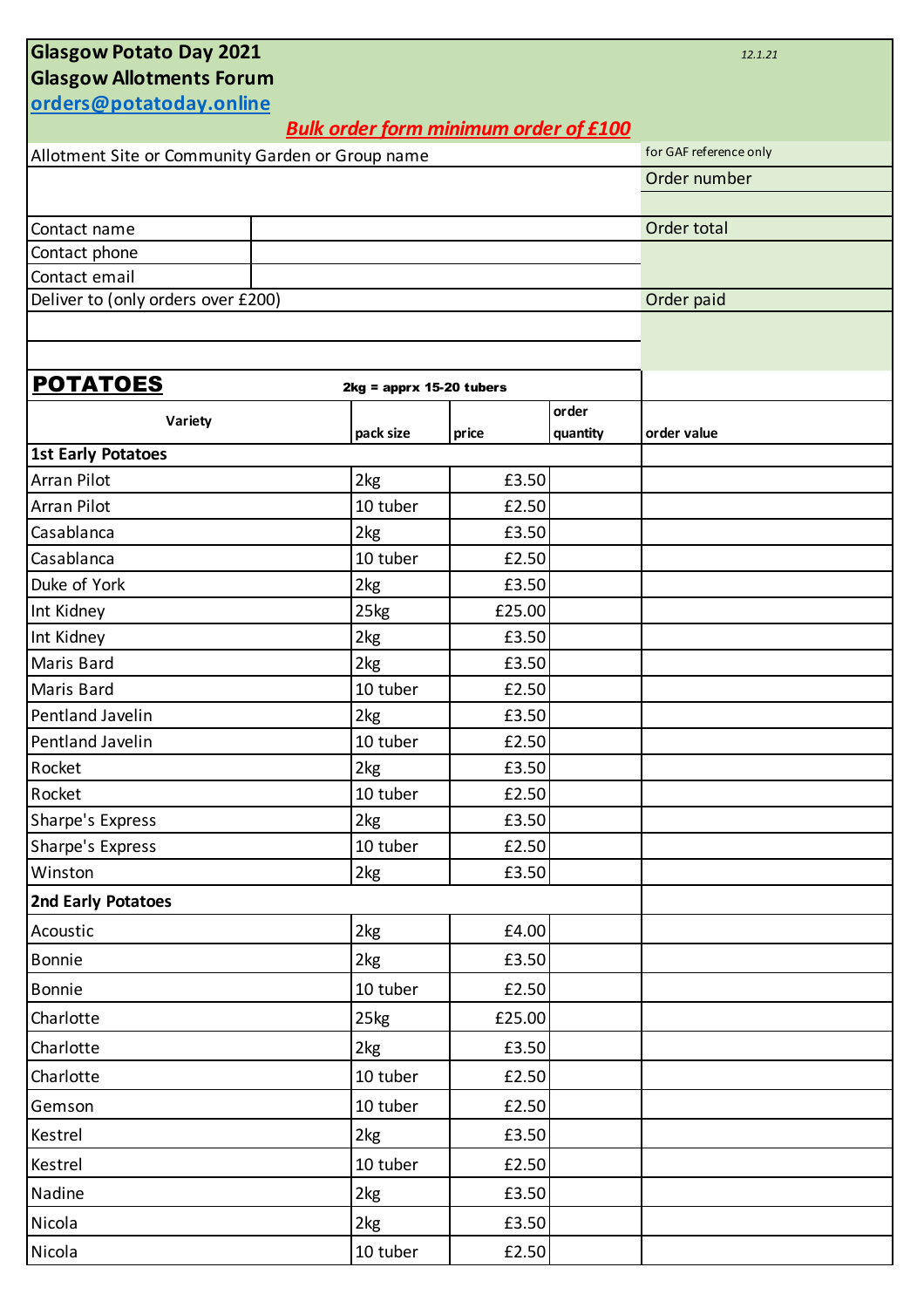# Glasgow Potato Day 2021

**Glasgow Allotments Forum**

*12.1.21*

orders@potatoday.online

***Bulk order form minimum order of £100***

| Allotment Site or Community Garden or Group name | | for GAF reference only |
|---|---|---|
| | | Order number |
| | | |
| Contact name | | Order total |
| Contact phone | | |
| Contact email | | |
| Deliver to (only orders over £200) | | Order paid |
| | | |
| | | |

## POTATOES

**2kg = apprx 15-20 tubers**

| Variety | pack size | price | order quantity | order value |
|---|---|---|---|---|
| **1st Early Potatoes** | | | | |
| Arran Pilot | 2kg | £3.50 | | |
| Arran Pilot | 10 tuber | £2.50 | | |
| Casablanca | 2kg | £3.50 | | |
| Casablanca | 10 tuber | £2.50 | | |
| Duke of York | 2kg | £3.50 | | |
| Int Kidney | 25kg | £25.00 | | |
| Int Kidney | 2kg | £3.50 | | |
| Maris Bard | 2kg | £3.50 | | |
| Maris Bard | 10 tuber | £2.50 | | |
| Pentland Javelin | 2kg | £3.50 | | |
| Pentland Javelin | 10 tuber | £2.50 | | |
| Rocket | 2kg | £3.50 | | |
| Rocket | 10 tuber | £2.50 | | |
| Sharpe's Express | 2kg | £3.50 | | |
| Sharpe's Express | 10 tuber | £2.50 | | |
| Winston | 2kg | £3.50 | | |
| **2nd Early Potatoes** | | | | |
| Acoustic | 2kg | £4.00 | | |
| Bonnie | 2kg | £3.50 | | |
| Bonnie | 10 tuber | £2.50 | | |
| Charlotte | 25kg | £25.00 | | |
| Charlotte | 2kg | £3.50 | | |
| Charlotte | 10 tuber | £2.50 | | |
| Gemson | 10 tuber | £2.50 | | |
| Kestrel | 2kg | £3.50 | | |
| Kestrel | 10 tuber | £2.50 | | |
| Nadine | 2kg | £3.50 | | |
| Nicola | 2kg | £3.50 | | |
| Nicola | 10 tuber | £2.50 | | |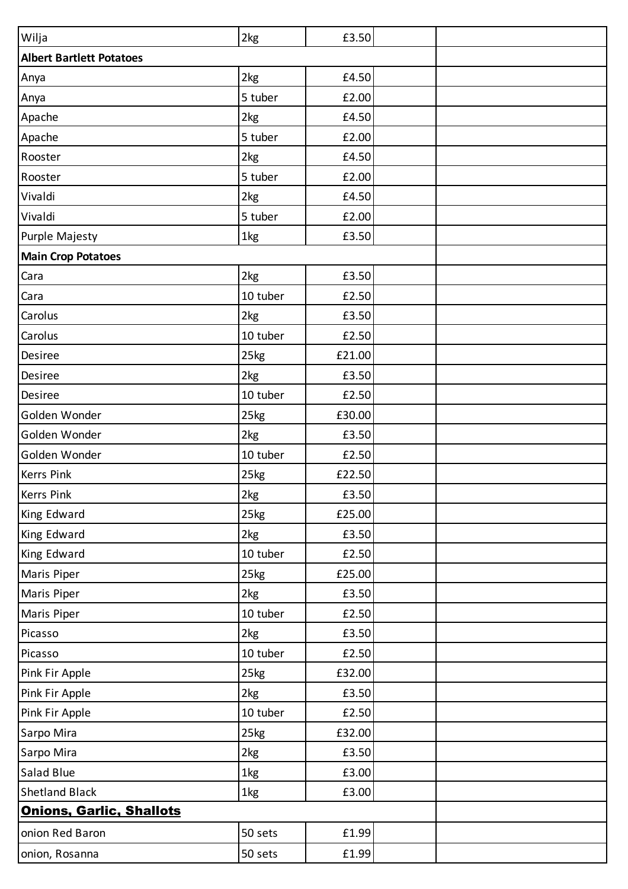| | | | | |
|---|---|---|---|---|
| Wilja | 2kg | £3.50 | | |
| **Albert Bartlett Potatoes** | | | | |
| Anya | 2kg | £4.50 | | |
| Anya | 5 tuber | £2.00 | | |
| Apache | 2kg | £4.50 | | |
| Apache | 5 tuber | £2.00 | | |
| Rooster | 2kg | £4.50 | | |
| Rooster | 5 tuber | £2.00 | | |
| Vivaldi | 2kg | £4.50 | | |
| Vivaldi | 5 tuber | £2.00 | | |
| Purple Majesty | 1kg | £3.50 | | |
| **Main Crop Potatoes** | | | | |
| Cara | 2kg | £3.50 | | |
| Cara | 10 tuber | £2.50 | | |
| Carolus | 2kg | £3.50 | | |
| Carolus | 10 tuber | £2.50 | | |
| Desiree | 25kg | £21.00 | | |
| Desiree | 2kg | £3.50 | | |
| Desiree | 10 tuber | £2.50 | | |
| Golden Wonder | 25kg | £30.00 | | |
| Golden Wonder | 2kg | £3.50 | | |
| Golden Wonder | 10 tuber | £2.50 | | |
| Kerrs Pink | 25kg | £22.50 | | |
| Kerrs Pink | 2kg | £3.50 | | |
| King Edward | 25kg | £25.00 | | |
| King Edward | 2kg | £3.50 | | |
| King Edward | 10 tuber | £2.50 | | |
| Maris Piper | 25kg | £25.00 | | |
| Maris Piper | 2kg | £3.50 | | |
| Maris Piper | 10 tuber | £2.50 | | |
| Picasso | 2kg | £3.50 | | |
| Picasso | 10 tuber | £2.50 | | |
| Pink Fir Apple | 25kg | £32.00 | | |
| Pink Fir Apple | 2kg | £3.50 | | |
| Pink Fir Apple | 10 tuber | £2.50 | | |
| Sarpo Mira | 25kg | £32.00 | | |
| Sarpo Mira | 2kg | £3.50 | | |
| Salad Blue | 1kg | £3.00 | | |
| Shetland Black | 1kg | £3.00 | | |
| **<u>Onions, Garlic, Shallots</u>** | | | | |
| onion Red Baron | 50 sets | £1.99 | | |
| onion, Rosanna | 50 sets | £1.99 | | |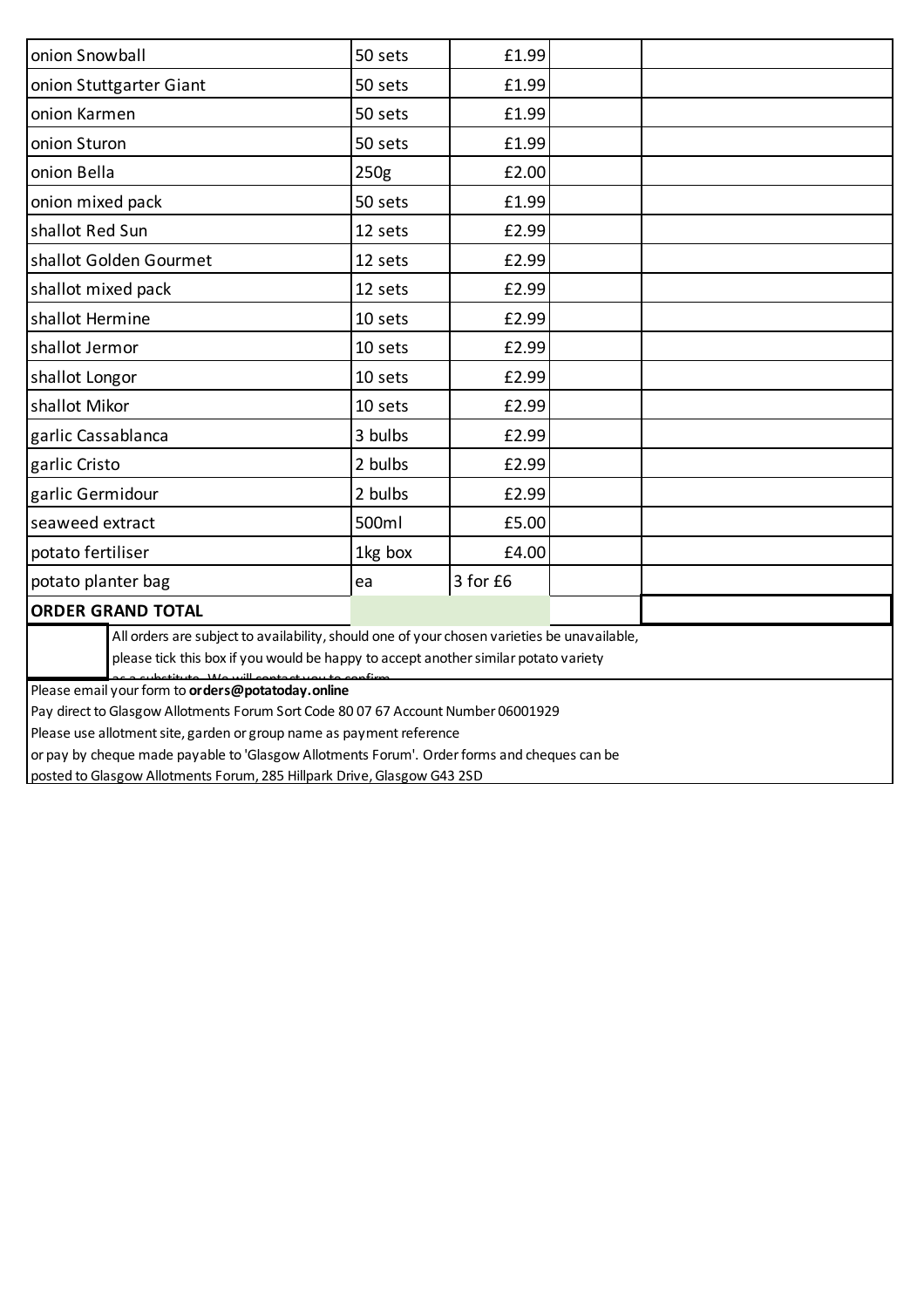| | | | | |
|---|---|---|---|---|
| onion Snowball | 50 sets | £1.99 | | |
| onion Stuttgarter Giant | 50 sets | £1.99 | | |
| onion Karmen | 50 sets | £1.99 | | |
| onion Sturon | 50 sets | £1.99 | | |
| onion Bella | 250g | £2.00 | | |
| onion mixed pack | 50 sets | £1.99 | | |
| shallot Red Sun | 12 sets | £2.99 | | |
| shallot Golden Gourmet | 12 sets | £2.99 | | |
| shallot mixed pack | 12 sets | £2.99 | | |
| shallot Hermine | 10 sets | £2.99 | | |
| shallot Jermor | 10 sets | £2.99 | | |
| shallot Longor | 10 sets | £2.99 | | |
| shallot Mikor | 10 sets | £2.99 | | |
| garlic Cassablanca | 3 bulbs | £2.99 | | |
| garlic Cristo | 2 bulbs | £2.99 | | |
| garlic Germidour | 2 bulbs | £2.99 | | |
| seaweed extract | 500ml | £5.00 | | |
| potato fertiliser | 1kg box | £4.00 | | |
| potato planter bag | ea | 3 for £6 | | |
| **ORDER GRAND TOTAL** | | | | |

All orders are subject to availability, should one of your chosen varieties be unavailable, please tick this box if you would be happy to accept another similar potato variety as a substitute. We will contact you to confirm.

Please email your form to **orders@potatoday.online**

Pay direct to Glasgow Allotments Forum Sort Code 80 07 67 Account Number 06001929

Please use allotment site, garden or group name as payment reference

or pay by cheque made payable to 'Glasgow Allotments Forum'. Order forms and cheques can be posted to Glasgow Allotments Forum, 285 Hillpark Drive, Glasgow G43 2SD